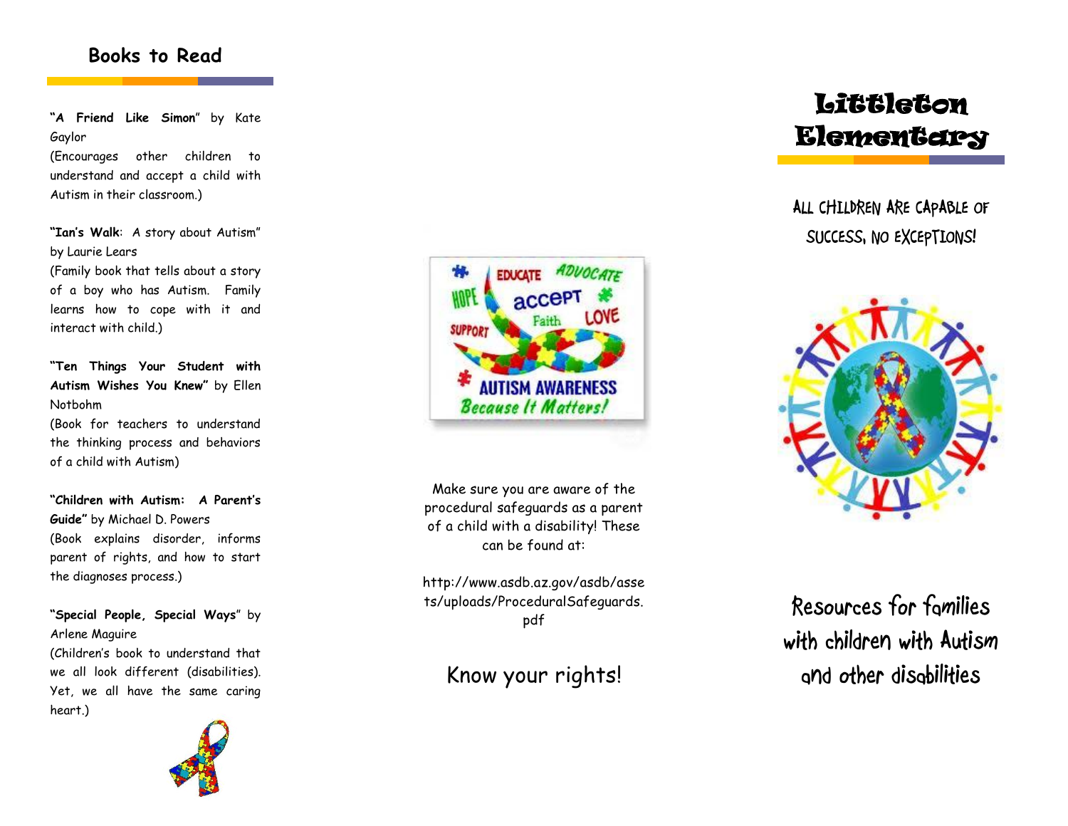## Books to Read

**"A Friend Like Simon"** by Kate Gaylor
(Encourages other children to understand and accept a child with Autism in their classroom.)

**"Ian's Walk**: A story about Autism" by Laurie Lears
(Family book that tells about a story of a boy who has Autism. Family learns how to cope with it and interact with child.)

**"Ten Things Your Student with Autism Wishes You Knew"** by Ellen Notbohm
(Book for teachers to understand the thinking process and behaviors of a child with Autism)

**"Children with Autism: A Parent's Guide"** by Michael D. Powers
(Book explains disorder, informs parent of rights, and how to start the diagnoses process.)

**"Special People, Special Ways"** by Arlene Maguire
(Children's book to understand that we all look different (disabilities). Yet, we all have the same caring heart.)

Make sure you are aware of the procedural safeguards as a parent of a child with a disability! These can be found at:

http://www.asdb.az.gov/asdb/assets/uploads/ProceduralSafeguards.pdf

Know your rights!

# Littleton Elementary

ALL CHILDREN ARE CAPABLE OF SUCCESS, NO EXCEPTIONS!

Resources for families with children with Autism and other disabilities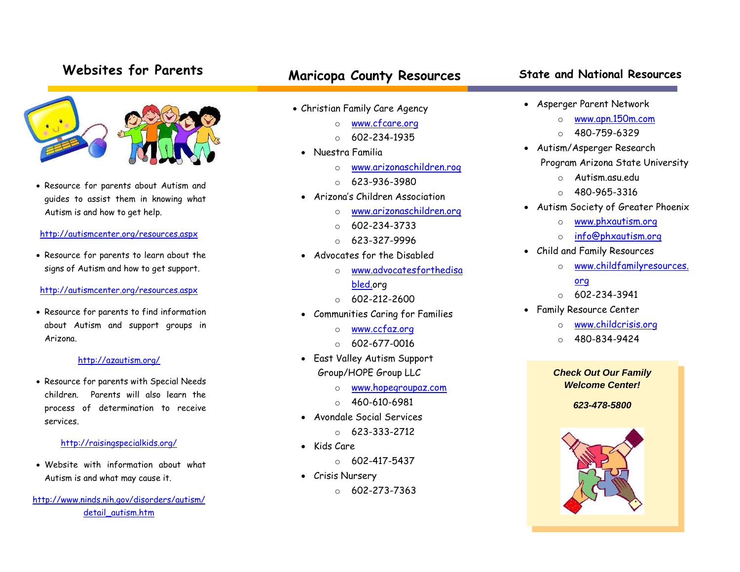## Websites for Parents

- Resource for parents about Autism and guides to assist them in knowing what Autism is and how to get help.

http://autismcenter.org/resources.aspx

- Resource for parents to learn about the signs of Autism and how to get support.

http://autismcenter.org/resources.aspx

- Resource for parents to find information about Autism and support groups in Arizona.

http://azautism.org/

- Resource for parents with Special Needs children. Parents will also learn the process of determination to receive services.

http://raisingspecialkids.org/

- Website with information about what Autism is and what may cause it.

http://www.ninds.nih.gov/disorders/autism/detail_autism.htm

## Maricopa County Resources

- Christian Family Care Agency
  - www.cfcare.org
  - 602-234-1935
- Nuestra Familia
  - www.arizonaschildren.rog
  - 623-936-3980
- Arizona's Children Association
  - www.arizonaschildren.org
  - 602-234-3733
  - 623-327-9996
- Advocates for the Disabled
  - www.advocatesforthedisabled.org
  - 602-212-2600
- Communities Caring for Families
  - www.ccfaz.org
  - 602-677-0016
- East Valley Autism Support Group/HOPE Group LLC
  - www.hopegroupaz.com
  - 460-610-6981
- Avondale Social Services
  - 623-333-2712
- Kids Care
  - 602-417-5437
- Crisis Nursery
  - 602-273-7363

## State and National Resources

- Asperger Parent Network
  - www.apn.150m.com
  - 480-759-6329
- Autism/Asperger Research Program Arizona State University
  - Autism.asu.edu
  - 480-965-3316
- Autism Society of Greater Phoenix
  - www.phxautism.org
  - info@phxautism.org
- Child and Family Resources
  - www.childfamilyresources.org
  - 602-234-3941
- Family Resource Center
  - www.childcrisis.org
  - 480-834-9424

***Check Out Our Family Welcome Center!***

***623-478-5800***